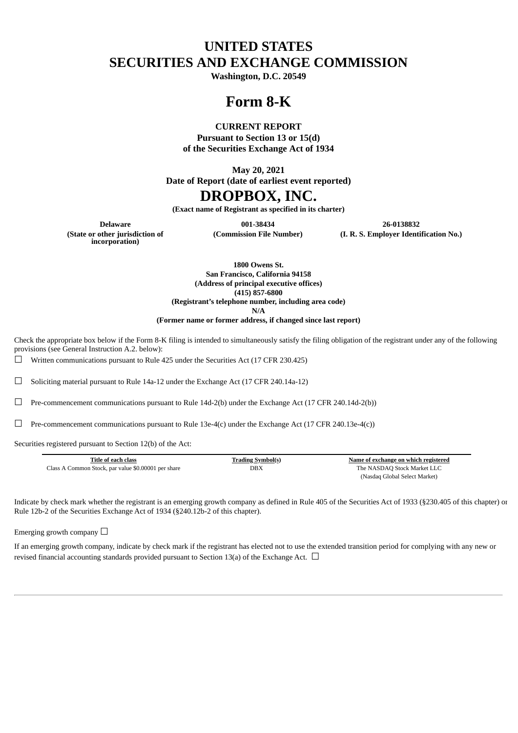# UNITED STATES
# SECURITIES AND EXCHANGE COMMISSION

**Washington, D.C. 20549**

# Form 8-K

**CURRENT REPORT**

**Pursuant to Section 13 or 15(d)**
**of the Securities Exchange Act of 1934**

**May 20, 2021**
**Date of Report (date of earliest event reported)**

# DROPBOX, INC.

**(Exact name of Registrant as specified in its charter)**

| Delaware | 001-38434 | 26-0138832 |
|---|---|---|
| **(State or other jurisdiction of incorporation)** | **(Commission File Number)** | **(I. R. S. Employer Identification No.)** |

**1800 Owens St.**
**San Francisco, California 94158**
**(Address of principal executive offices)**
**(415) 857-6800**
**(Registrant's telephone number, including area code)**
**N/A**
**(Former name or former address, if changed since last report)**

Check the appropriate box below if the Form 8-K filing is intended to simultaneously satisfy the filing obligation of the registrant under any of the following provisions (see General Instruction A.2. below):

☐ Written communications pursuant to Rule 425 under the Securities Act (17 CFR 230.425)

☐ Soliciting material pursuant to Rule 14a-12 under the Exchange Act (17 CFR 240.14a-12)

☐ Pre-commencement communications pursuant to Rule 14d-2(b) under the Exchange Act (17 CFR 240.14d-2(b))

☐ Pre-commencement communications pursuant to Rule 13e-4(c) under the Exchange Act (17 CFR 240.13e-4(c))

Securities registered pursuant to Section 12(b) of the Act:

| Title of each class | Trading Symbol(s) | Name of exchange on which registered |
|---|---|---|
| Class A Common Stock, par value $0.00001 per share | DBX | The NASDAQ Stock Market LLC (Nasdaq Global Select Market) |

Indicate by check mark whether the registrant is an emerging growth company as defined in Rule 405 of the Securities Act of 1933 (§230.405 of this chapter) or Rule 12b-2 of the Securities Exchange Act of 1934 (§240.12b-2 of this chapter).

Emerging growth company ☐

If an emerging growth company, indicate by check mark if the registrant has elected not to use the extended transition period for complying with any new or revised financial accounting standards provided pursuant to Section 13(a) of the Exchange Act. ☐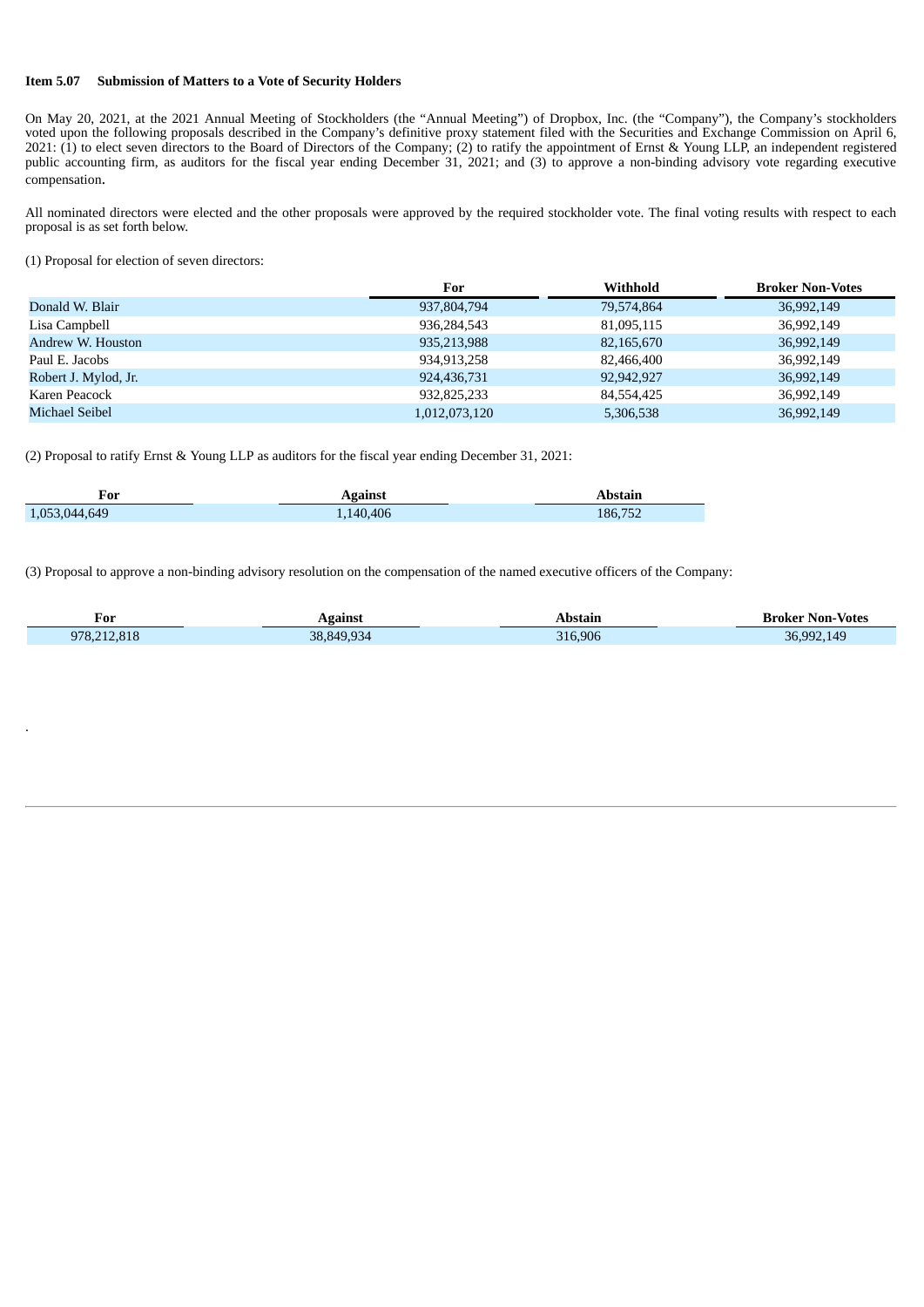**Item 5.07 Submission of Matters to a Vote of Security Holders**

On May 20, 2021, at the 2021 Annual Meeting of Stockholders (the "Annual Meeting") of Dropbox, Inc. (the "Company"), the Company's stockholders voted upon the following proposals described in the Company's definitive proxy statement filed with the Securities and Exchange Commission on April 6, 2021: (1) to elect seven directors to the Board of Directors of the Company; (2) to ratify the appointment of Ernst & Young LLP, an independent registered public accounting firm, as auditors for the fiscal year ending December 31, 2021; and (3) to approve a non-binding advisory vote regarding executive compensation.

All nominated directors were elected and the other proposals were approved by the required stockholder vote. The final voting results with respect to each proposal is as set forth below.

(1) Proposal for election of seven directors:

| | For | Withhold | Broker Non-Votes |
|---|---|---|---|
| Donald W. Blair | 937,804,794 | 79,574,864 | 36,992,149 |
| Lisa Campbell | 936,284,543 | 81,095,115 | 36,992,149 |
| Andrew W. Houston | 935,213,988 | 82,165,670 | 36,992,149 |
| Paul E. Jacobs | 934,913,258 | 82,466,400 | 36,992,149 |
| Robert J. Mylod, Jr. | 924,436,731 | 92,942,927 | 36,992,149 |
| Karen Peacock | 932,825,233 | 84,554,425 | 36,992,149 |
| Michael Seibel | 1,012,073,120 | 5,306,538 | 36,992,149 |

(2) Proposal to ratify Ernst & Young LLP as auditors for the fiscal year ending December 31, 2021:

| For | Against | Abstain |
|---|---|---|
| 1,053,044,649 | 1,140,406 | 186,752 |

(3) Proposal to approve a non-binding advisory resolution on the compensation of the named executive officers of the Company:

| For | Against | Abstain | Broker Non-Votes |
|---|---|---|---|
| 978,212,818 | 38,849,934 | 316,906 | 36,992,149 |

.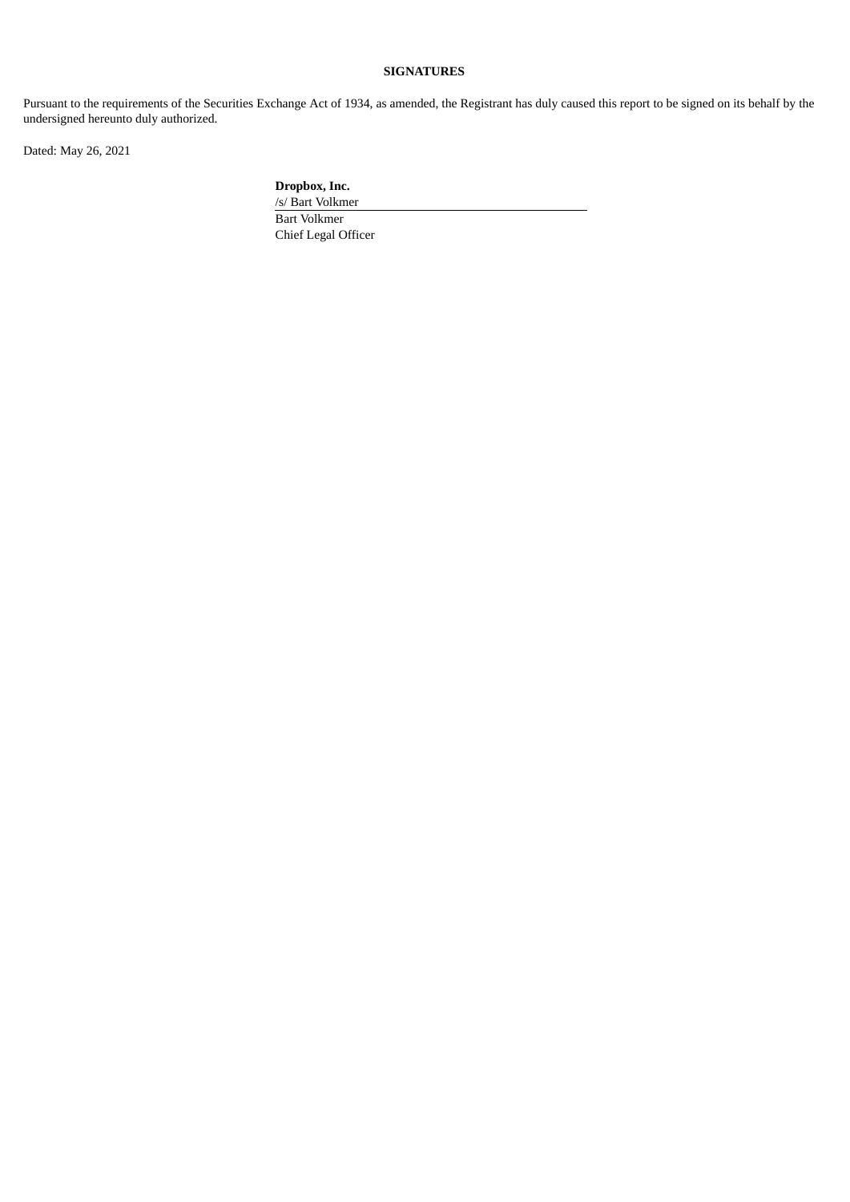**SIGNATURES**

Pursuant to the requirements of the Securities Exchange Act of 1934, as amended, the Registrant has duly caused this report to be signed on its behalf by the undersigned hereunto duly authorized.

Dated: May 26, 2021

**Dropbox, Inc.**

/s/ Bart Volkmer

Bart Volkmer

Chief Legal Officer